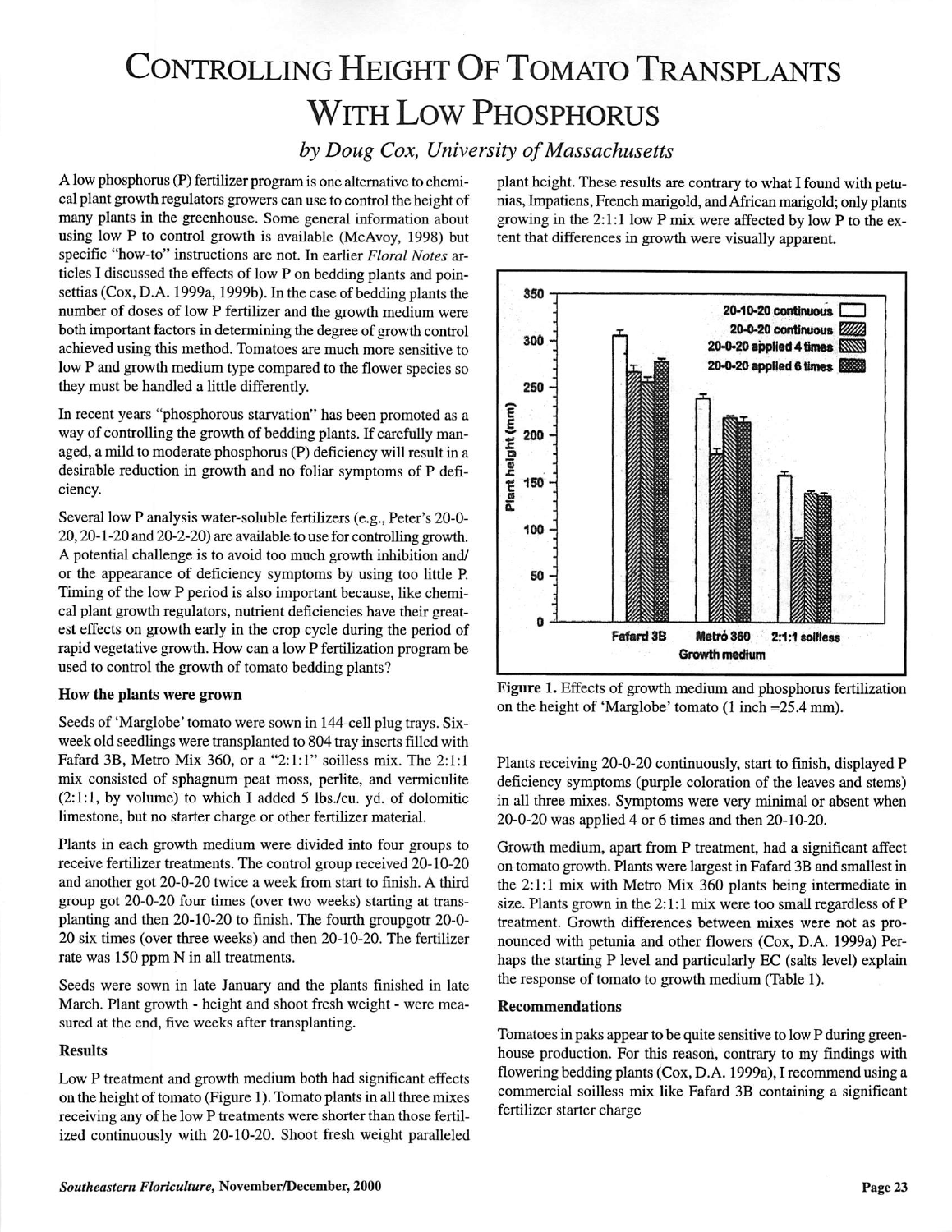# Controlling Height Of Tomato Transplants With Low Phosphorus

*by Doug Cox, University of Massachusetts*

A low phosphorus (P) fertilizer program is one alternative to chemical plant growth regulators growers can use to control the height of many plants in the greenhouse. Some general information about using low P to control growth is available (McAvoy, 1998) but specific "how-to" instructions are not. In earlier *Floral Notes* articles I discussed the effects of low P on bedding plants and poinsettias (Cox, D.A. 1999a, 1999b). In the case of bedding plants the number of doses of low P fertilizer and the growth medium were both important factors in determining the degree of growth control achieved using this method. Tomatoes are much more sensitive to low P and growth medium type compared to the flower species so they must be handled a little differently.

In recent years "phosphorous starvation" has been promoted as a way of controlling the growth of bedding plants. If carefully managed, a mild to moderate phosphorus (P) deficiency will result in a desirable reduction in growth and no foliar symptoms of P deficiency.

Several low P analysis water-soluble fertilizers (e.g., Peter's 20-0-20, 20-1-20 and 20-2-20) are available to use for controlling growth. A potential challenge is to avoid too much growth inhibition and/or the appearance of deficiency symptoms by using too little P. Timing of the low P period is also important because, like chemical plant growth regulators, nutrient deficiencies have their greatest effects on growth early in the crop cycle during the period of rapid vegetative growth. How can a low P fertilization program be used to control the growth of tomato bedding plants?

### How the plants were grown

Seeds of 'Marglobe' tomato were sown in 144-cell plug trays. Six-week old seedlings were transplanted to 804 tray inserts filled with Fafard 3B, Metro Mix 360, or a "2:1:1" soilless mix. The 2:1:1 mix consisted of sphagnum peat moss, perlite, and vermiculite (2:1:1, by volume) to which I added 5 lbs./cu. yd. of dolomitic limestone, but no starter charge or other fertilizer material.

Plants in each growth medium were divided into four groups to receive fertilizer treatments. The control group received 20-10-20 and another got 20-0-20 twice a week from start to finish. A third group got 20-0-20 four times (over two weeks) starting at transplanting and then 20-10-20 to finish. The fourth groupgotr 20-0-20 six times (over three weeks) and then 20-10-20. The fertilizer rate was 150 ppm N in all treatments.

Seeds were sown in late January and the plants finished in late March. Plant growth - height and shoot fresh weight - were measured at the end, five weeks after transplanting.

### Results

Low P treatment and growth medium both had significant effects on the height of tomato (Figure 1). Tomato plants in all three mixes receiving any of he low P treatments were shorter than those fertilized continuously with 20-10-20. Shoot fresh weight paralleled plant height. These results are contrary to what I found with petunias, Impatiens, French marigold, and African marigold; only plants growing in the 2:1:1 low P mix were affected by low P to the extent that differences in growth were visually apparent.

**Figure 1.** Effects of growth medium and phosphorus fertilization on the height of 'Marglobe' tomato (1 inch =25.4 mm).

Plants receiving 20-0-20 continuously, start to finish, displayed P deficiency symptoms (purple coloration of the leaves and stems) in all three mixes. Symptoms were very minimal or absent when 20-0-20 was applied 4 or 6 times and then 20-10-20.

Growth medium, apart from P treatment, had a significant affect on tomato growth. Plants were largest in Fafard 3B and smallest in the 2:1:1 mix with Metro Mix 360 plants being intermediate in size. Plants grown in the 2:1:1 mix were too small regardless of P treatment. Growth differences between mixes were not as pronounced with petunia and other flowers (Cox, D.A. 1999a) Perhaps the starting P level and particularly EC (salts level) explain the response of tomato to growth medium (Table 1).

### Recommendations

Tomatoes in paks appear to be quite sensitive to low P during greenhouse production. For this reason, contrary to my findings with flowering bedding plants (Cox, D.A. 1999a), I recommend using a commercial soilless mix like Fafard 3B containing a significant fertilizer starter charge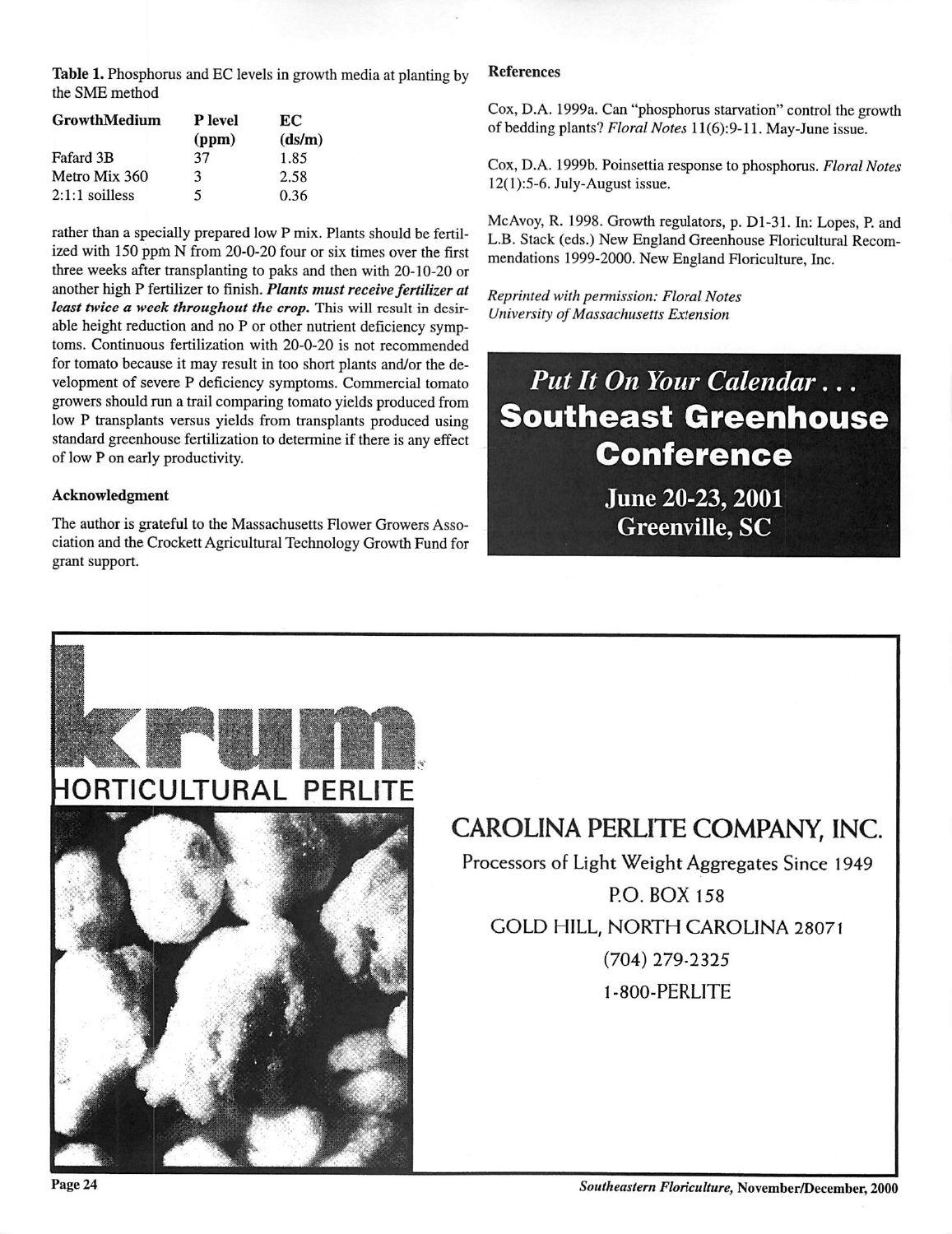**Table 1.** Phosphorus and EC levels in growth media at planting by the SME method

| GrowthMedium | P level (ppm) | EC (ds/m) |
|---|---|---|
| Fafard 3B | 37 | 1.85 |
| Metro Mix 360 | 3 | 2.58 |
| 2:1:1 soilless | 5 | 0.36 |

rather than a specially prepared low P mix. Plants should be fertilized with 150 ppm N from 20-0-20 four or six times over the first three weeks after transplanting to paks and then with 20-10-20 or another high P fertilizer to finish. ***Plants must receive fertilizer at least twice a week throughout the crop.*** This will result in desirable height reduction and no P or other nutrient deficiency symptoms. Continuous fertilization with 20-0-20 is not recommended for tomato because it may result in too short plants and/or the development of severe P deficiency symptoms. Commercial tomato growers should run a trail comparing tomato yields produced from low P transplants versus yields from transplants produced using standard greenhouse fertilization to determine if there is any effect of low P on early productivity.

### Acknowledgment

The author is grateful to the Massachusetts Flower Growers Association and the Crockett Agricultural Technology Growth Fund for grant support.

### References

Cox, D.A. 1999a. Can "phosphorus starvation" control the growth of bedding plants? *Floral Notes* 11(6):9-11. May-June issue.

Cox, D.A. 1999b. Poinsettia response to phosphorus. *Floral Notes* 12(1):5-6. July-August issue.

McAvoy, R. 1998. Growth regulators, p. D1-31. In: Lopes, P. and L.B. Stack (eds.) New England Greenhouse Floricultural Recommendations 1999-2000. New England Floriculture, Inc.

*Reprinted with permission: Floral Notes*
*University of Massachusetts Extension*

*Put It On Your Calendar . . .*
**Southeast Greenhouse Conference**
**June 20-23, 2001**
**Greenville, SC**

krum
HORTICULTURAL PERLITE

CAROLINA PERLITE COMPANY, INC.
Processors of Light Weight Aggregates Since 1949
P.O. BOX 158
GOLD HILL, NORTH CAROLINA 28071
(704) 279-2325
1-800-PERLITE